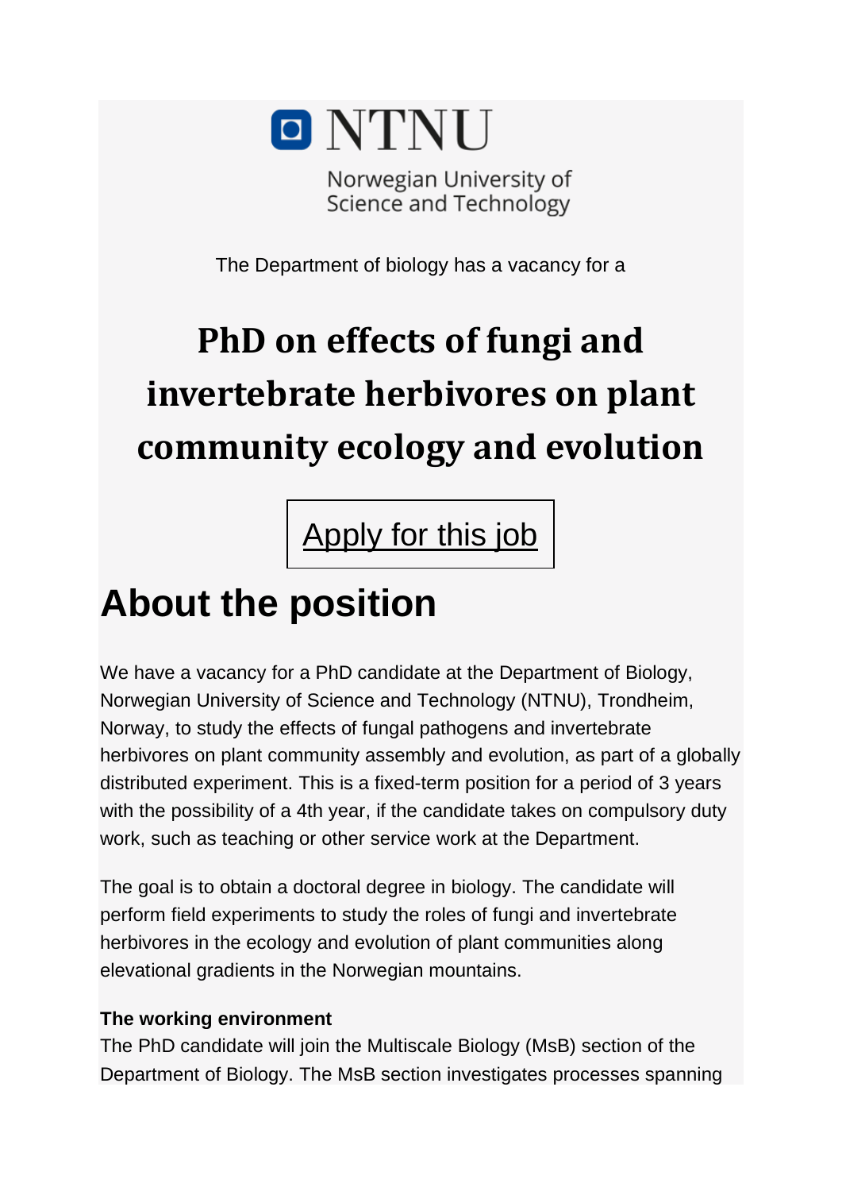NTNU

Norwegian University of Science and Technology

The Department of biology has a vacancy for a

# PhD on effects of fungi and invertebrate herbivores on plant community ecology and evolution

Apply for this job

## About the position

We have a vacancy for a PhD candidate at the Department of Biology, Norwegian University of Science and Technology (NTNU), Trondheim, Norway, to study the effects of fungal pathogens and invertebrate herbivores on plant community assembly and evolution, as part of a globally distributed experiment. This is a fixed-term position for a period of 3 years with the possibility of a 4th year, if the candidate takes on compulsory duty work, such as teaching or other service work at the Department.

The goal is to obtain a doctoral degree in biology. The candidate will perform field experiments to study the roles of fungi and invertebrate herbivores in the ecology and evolution of plant communities along elevational gradients in the Norwegian mountains.

**The working environment**

The PhD candidate will join the Multiscale Biology (MsB) section of the Department of Biology. The MsB section investigates processes spanning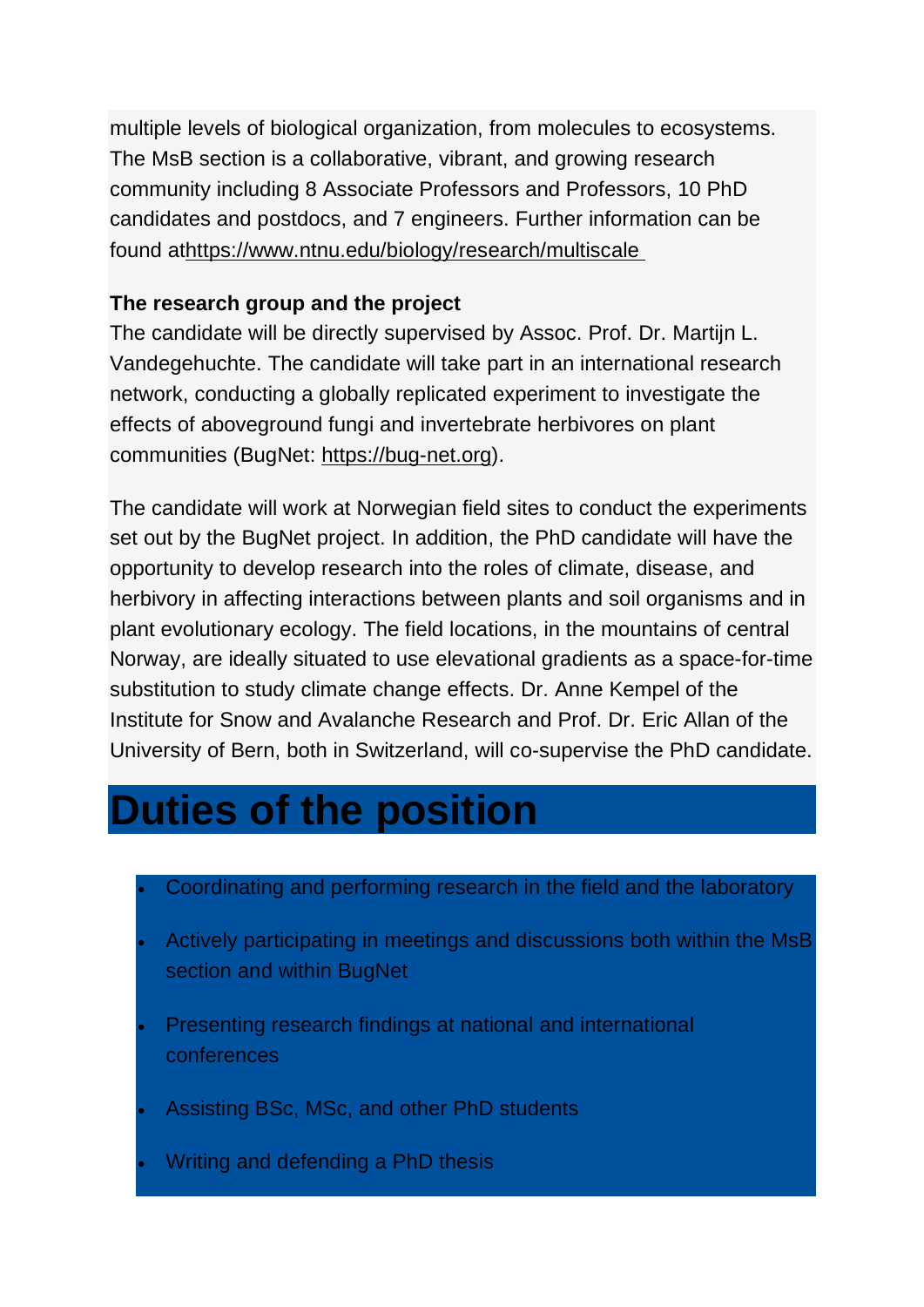multiple levels of biological organization, from molecules to ecosystems. The MsB section is a collaborative, vibrant, and growing research community including 8 Associate Professors and Professors, 10 PhD candidates and postdocs, and 7 engineers. Further information can be found athttps://www.ntnu.edu/biology/research/multiscale

**The research group and the project**

The candidate will be directly supervised by Assoc. Prof. Dr. Martijn L. Vandegehuchte. The candidate will take part in an international research network, conducting a globally replicated experiment to investigate the effects of aboveground fungi and invertebrate herbivores on plant communities (BugNet: https://bug-net.org).

The candidate will work at Norwegian field sites to conduct the experiments set out by the BugNet project. In addition, the PhD candidate will have the opportunity to develop research into the roles of climate, disease, and herbivory in affecting interactions between plants and soil organisms and in plant evolutionary ecology. The field locations, in the mountains of central Norway, are ideally situated to use elevational gradients as a space-for-time substitution to study climate change effects. Dr. Anne Kempel of the Institute for Snow and Avalanche Research and Prof. Dr. Eric Allan of the University of Bern, both in Switzerland, will co-supervise the PhD candidate.

# Duties of the position

- Coordinating and performing research in the field and the laboratory
- Actively participating in meetings and discussions both within the MsB section and within BugNet
- Presenting research findings at national and international conferences
- Assisting BSc, MSc, and other PhD students
- Writing and defending a PhD thesis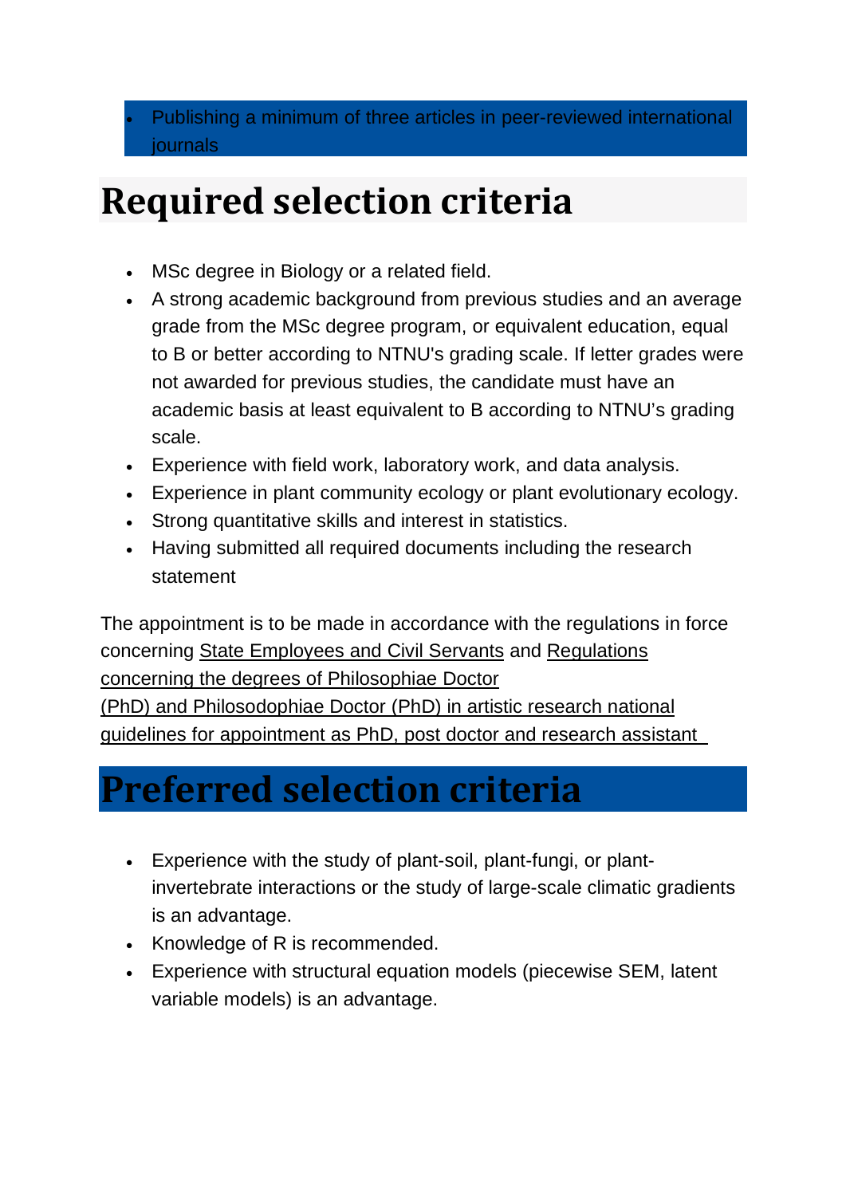- Publishing a minimum of three articles in peer-reviewed international journals

## Required selection criteria

- MSc degree in Biology or a related field.
- A strong academic background from previous studies and an average grade from the MSc degree program, or equivalent education, equal to B or better according to NTNU's grading scale. If letter grades were not awarded for previous studies, the candidate must have an academic basis at least equivalent to B according to NTNU's grading scale.
- Experience with field work, laboratory work, and data analysis.
- Experience in plant community ecology or plant evolutionary ecology.
- Strong quantitative skills and interest in statistics.
- Having submitted all required documents including the research statement

The appointment is to be made in accordance with the regulations in force concerning State Employees and Civil Servants and Regulations concerning the degrees of Philosophiae Doctor (PhD) and Philosodophiae Doctor (PhD) in artistic research national guidelines for appointment as PhD, post doctor and research assistant

## Preferred selection criteria

- Experience with the study of plant-soil, plant-fungi, or plant-invertebrate interactions or the study of large-scale climatic gradients is an advantage.
- Knowledge of R is recommended.
- Experience with structural equation models (piecewise SEM, latent variable models) is an advantage.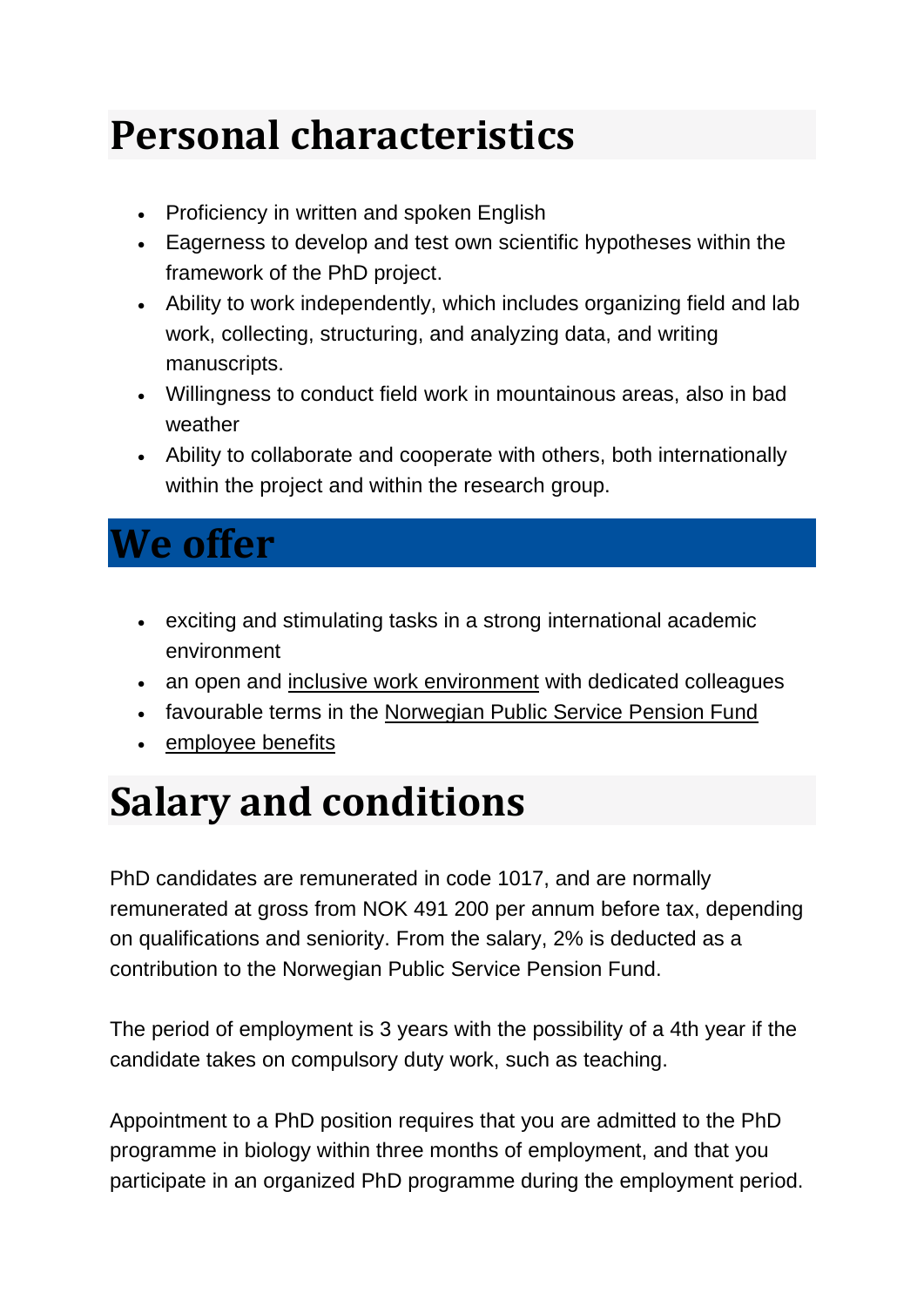# Personal characteristics

- Proficiency in written and spoken English
- Eagerness to develop and test own scientific hypotheses within the framework of the PhD project.
- Ability to work independently, which includes organizing field and lab work, collecting, structuring, and analyzing data, and writing manuscripts.
- Willingness to conduct field work in mountainous areas, also in bad weather
- Ability to collaborate and cooperate with others, both internationally within the project and within the research group.

# We offer

- exciting and stimulating tasks in a strong international academic environment
- an open and inclusive work environment with dedicated colleagues
- favourable terms in the Norwegian Public Service Pension Fund
- employee benefits

# Salary and conditions

PhD candidates are remunerated in code 1017, and are normally remunerated at gross from NOK 491 200 per annum before tax, depending on qualifications and seniority. From the salary, 2% is deducted as a contribution to the Norwegian Public Service Pension Fund.

The period of employment is 3 years with the possibility of a 4th year if the candidate takes on compulsory duty work, such as teaching.

Appointment to a PhD position requires that you are admitted to the PhD programme in biology within three months of employment, and that you participate in an organized PhD programme during the employment period.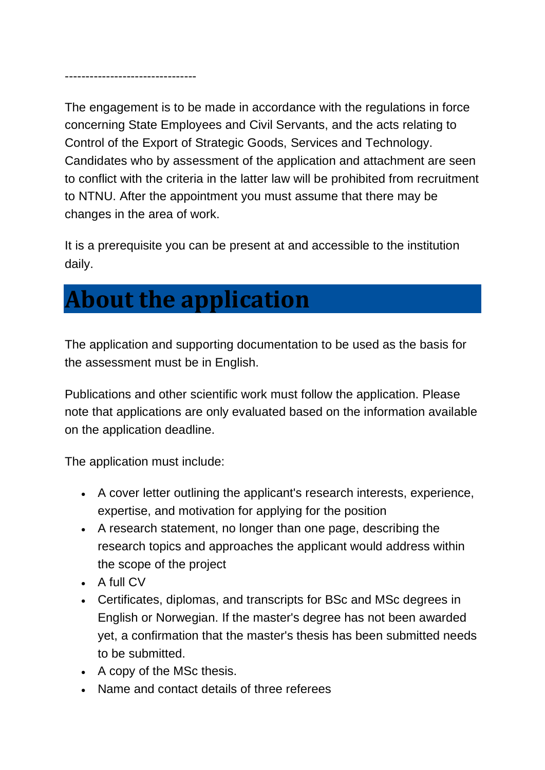--------------------------------

The engagement is to be made in accordance with the regulations in force concerning State Employees and Civil Servants, and the acts relating to Control of the Export of Strategic Goods, Services and Technology. Candidates who by assessment of the application and attachment are seen to conflict with the criteria in the latter law will be prohibited from recruitment to NTNU. After the appointment you must assume that there may be changes in the area of work.

It is a prerequisite you can be present at and accessible to the institution daily.

# About the application

The application and supporting documentation to be used as the basis for the assessment must be in English.

Publications and other scientific work must follow the application. Please note that applications are only evaluated based on the information available on the application deadline.

The application must include:

- A cover letter outlining the applicant's research interests, experience, expertise, and motivation for applying for the position
- A research statement, no longer than one page, describing the research topics and approaches the applicant would address within the scope of the project
- A full CV
- Certificates, diplomas, and transcripts for BSc and MSc degrees in English or Norwegian. If the master's degree has not been awarded yet, a confirmation that the master's thesis has been submitted needs to be submitted.
- A copy of the MSc thesis.
- Name and contact details of three referees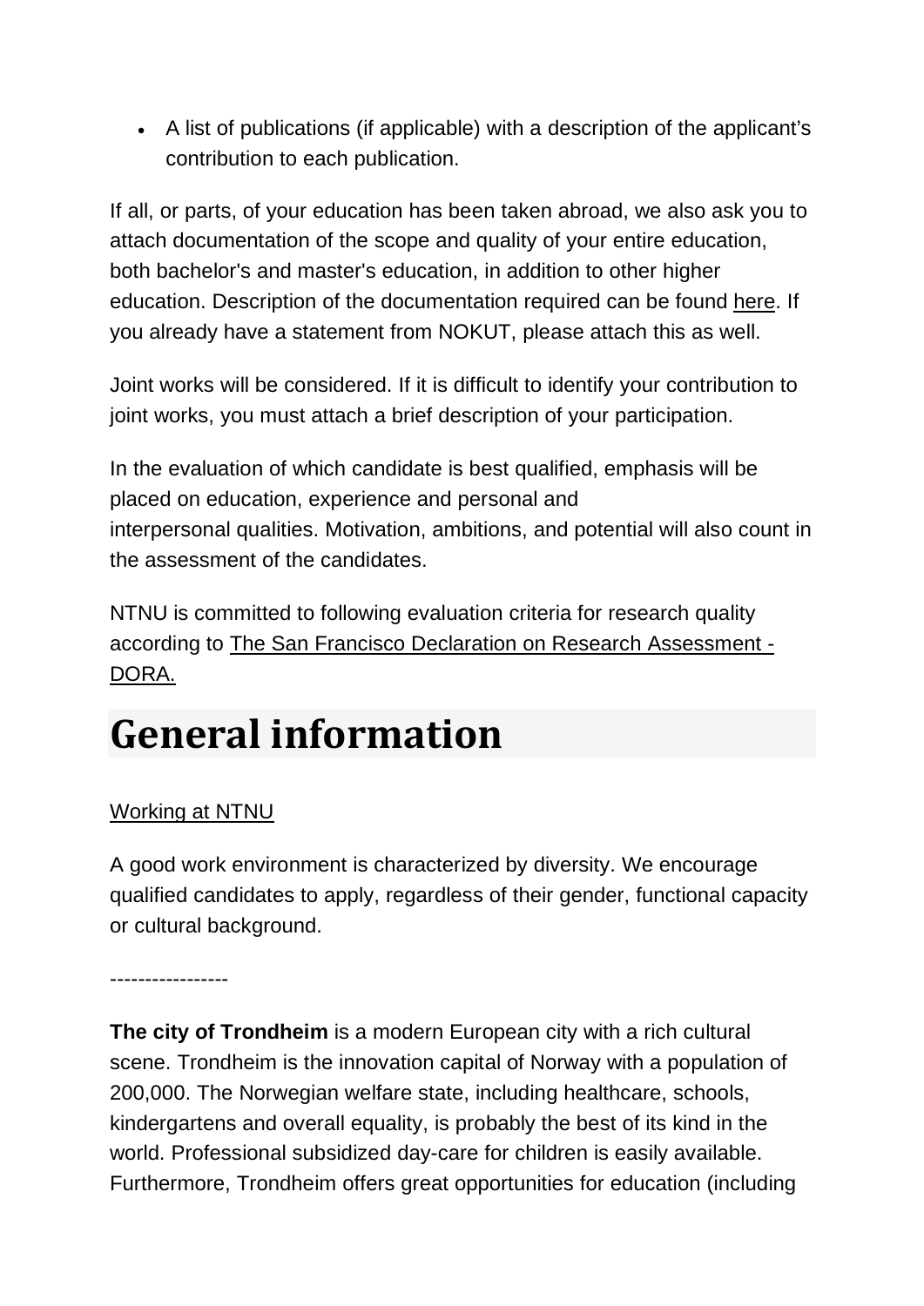- A list of publications (if applicable) with a description of the applicant's contribution to each publication.

If all, or parts, of your education has been taken abroad, we also ask you to attach documentation of the scope and quality of your entire education, both bachelor's and master's education, in addition to other higher education. Description of the documentation required can be found here. If you already have a statement from NOKUT, please attach this as well.

Joint works will be considered. If it is difficult to identify your contribution to joint works, you must attach a brief description of your participation.

In the evaluation of which candidate is best qualified, emphasis will be placed on education, experience and personal and interpersonal qualities. Motivation, ambitions, and potential will also count in the assessment of the candidates.

NTNU is committed to following evaluation criteria for research quality according to The San Francisco Declaration on Research Assessment - DORA.

# General information

Working at NTNU

A good work environment is characterized by diversity. We encourage qualified candidates to apply, regardless of their gender, functional capacity or cultural background.

-----------------

**The city of Trondheim** is a modern European city with a rich cultural scene. Trondheim is the innovation capital of Norway with a population of 200,000. The Norwegian welfare state, including healthcare, schools, kindergartens and overall equality, is probably the best of its kind in the world. Professional subsidized day-care for children is easily available. Furthermore, Trondheim offers great opportunities for education (including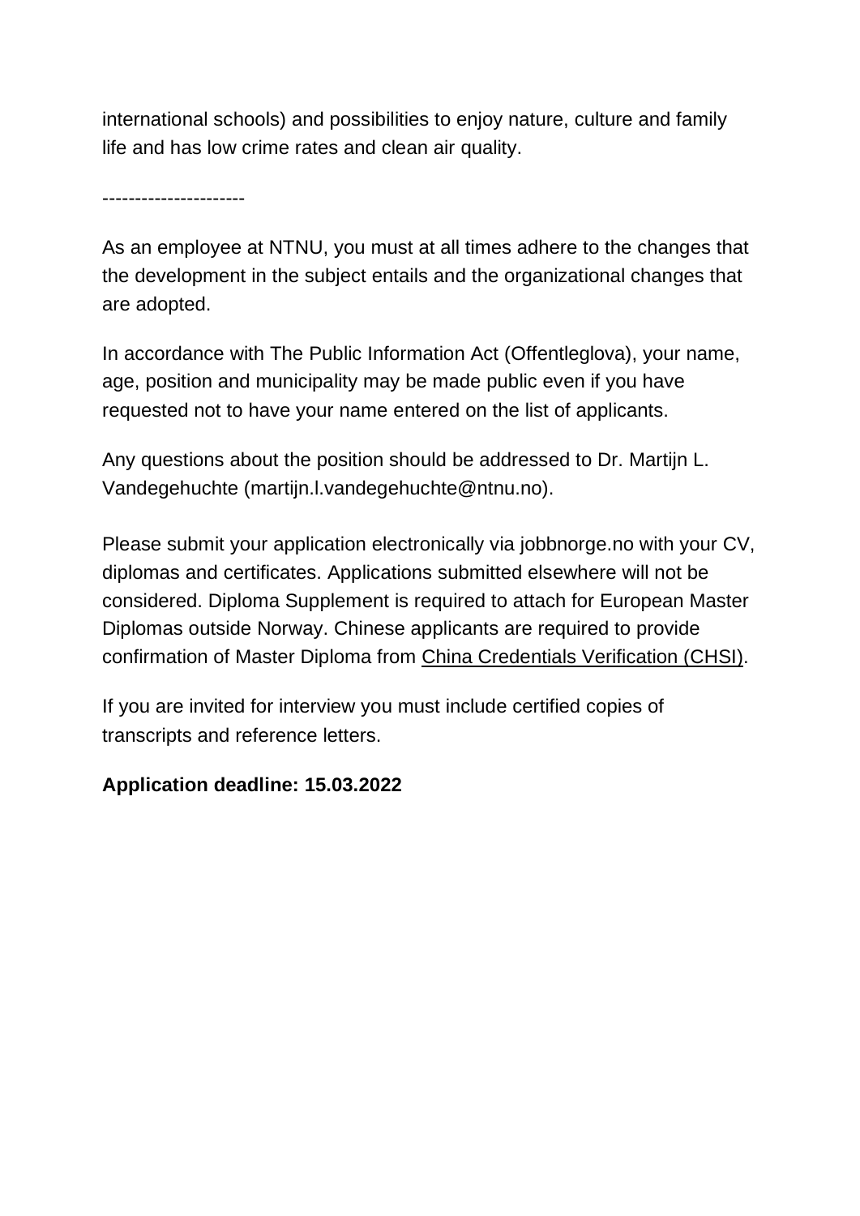international schools) and possibilities to enjoy nature, culture and family life and has low crime rates and clean air quality.

----------------------

As an employee at NTNU, you must at all times adhere to the changes that the development in the subject entails and the organizational changes that are adopted.

In accordance with The Public Information Act (Offentleglova), your name, age, position and municipality may be made public even if you have requested not to have your name entered on the list of applicants.

Any questions about the position should be addressed to Dr. Martijn L. Vandegehuchte (martijn.l.vandegehuchte@ntnu.no).

Please submit your application electronically via jobbnorge.no with your CV, diplomas and certificates. Applications submitted elsewhere will not be considered. Diploma Supplement is required to attach for European Master Diplomas outside Norway. Chinese applicants are required to provide confirmation of Master Diploma from China Credentials Verification (CHSI).

If you are invited for interview you must include certified copies of transcripts and reference letters.

**Application deadline: 15.03.2022**